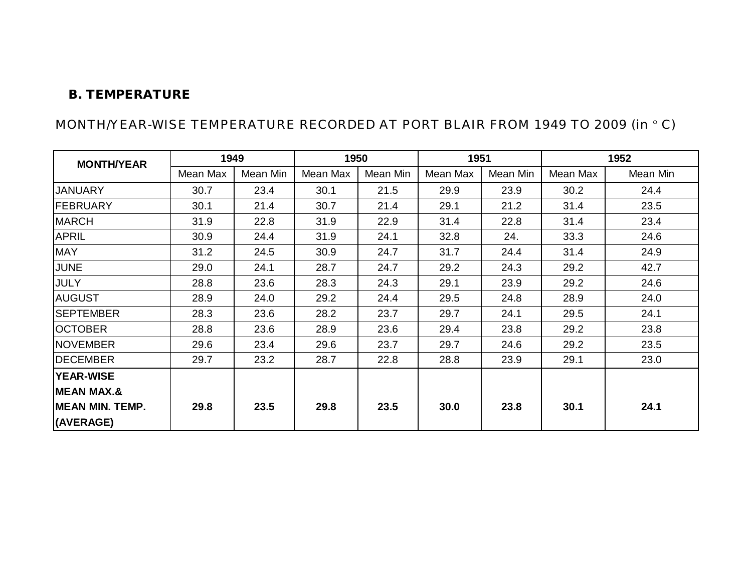## B. TEMPERATURE

MONTH/YEAR-WISE TEMPERATURE RECORDED AT PORT BLAIR FROM 1949 TO 2009 (in ° C)

| MONTH/YEAR | 1949 | | 1950 | | 1951 | | 1952 | |
|---|---|---|---|---|---|---|---|---|
| | Mean Max | Mean Min | Mean Max | Mean Min | Mean Max | Mean Min | Mean Max | Mean Min |
| JANUARY | 30.7 | 23.4 | 30.1 | 21.5 | 29.9 | 23.9 | 30.2 | 24.4 |
| FEBRUARY | 30.1 | 21.4 | 30.7 | 21.4 | 29.1 | 21.2 | 31.4 | 23.5 |
| MARCH | 31.9 | 22.8 | 31.9 | 22.9 | 31.4 | 22.8 | 31.4 | 23.4 |
| APRIL | 30.9 | 24.4 | 31.9 | 24.1 | 32.8 | 24. | 33.3 | 24.6 |
| MAY | 31.2 | 24.5 | 30.9 | 24.7 | 31.7 | 24.4 | 31.4 | 24.9 |
| JUNE | 29.0 | 24.1 | 28.7 | 24.7 | 29.2 | 24.3 | 29.2 | 42.7 |
| JULY | 28.8 | 23.6 | 28.3 | 24.3 | 29.1 | 23.9 | 29.2 | 24.6 |
| AUGUST | 28.9 | 24.0 | 29.2 | 24.4 | 29.5 | 24.8 | 28.9 | 24.0 |
| SEPTEMBER | 28.3 | 23.6 | 28.2 | 23.7 | 29.7 | 24.1 | 29.5 | 24.1 |
| OCTOBER | 28.8 | 23.6 | 28.9 | 23.6 | 29.4 | 23.8 | 29.2 | 23.8 |
| NOVEMBER | 29.6 | 23.4 | 29.6 | 23.7 | 29.7 | 24.6 | 29.2 | 23.5 |
| DECEMBER | 29.7 | 23.2 | 28.7 | 22.8 | 28.8 | 23.9 | 29.1 | 23.0 |
| **YEAR-WISE MEAN MAX.& MEAN MIN. TEMP. (AVERAGE)** | **29.8** | **23.5** | **29.8** | **23.5** | **30.0** | **23.8** | **30.1** | **24.1** |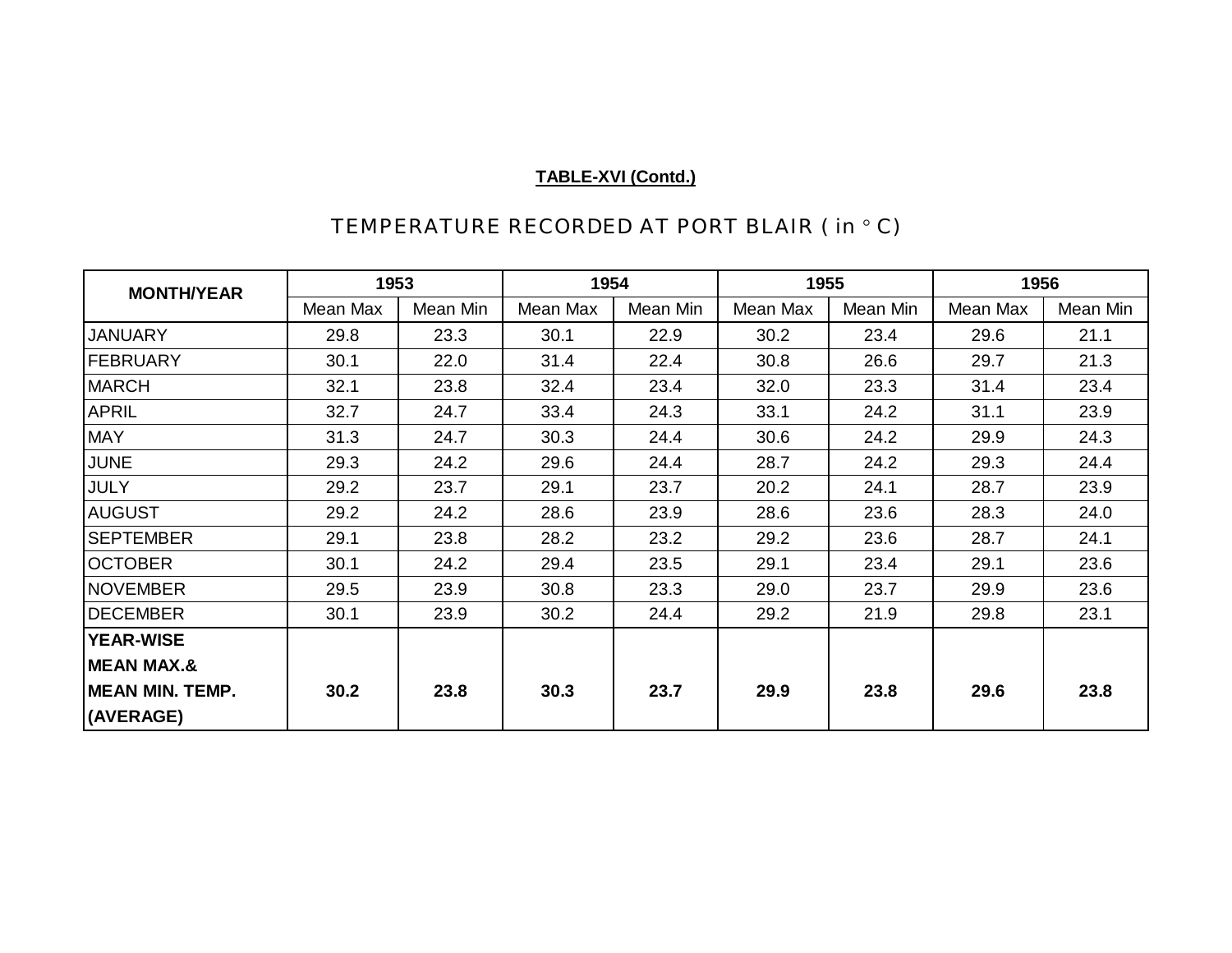**TABLE-XVI (Contd.)**

## TEMPERATURE RECORDED AT PORT BLAIR ( in ° C)

| MONTH/YEAR | 1953 | | 1954 | | 1955 | | 1956 | |
|---|---|---|---|---|---|---|---|---|
| | Mean Max | Mean Min | Mean Max | Mean Min | Mean Max | Mean Min | Mean Max | Mean Min |
| JANUARY | 29.8 | 23.3 | 30.1 | 22.9 | 30.2 | 23.4 | 29.6 | 21.1 |
| FEBRUARY | 30.1 | 22.0 | 31.4 | 22.4 | 30.8 | 26.6 | 29.7 | 21.3 |
| MARCH | 32.1 | 23.8 | 32.4 | 23.4 | 32.0 | 23.3 | 31.4 | 23.4 |
| APRIL | 32.7 | 24.7 | 33.4 | 24.3 | 33.1 | 24.2 | 31.1 | 23.9 |
| MAY | 31.3 | 24.7 | 30.3 | 24.4 | 30.6 | 24.2 | 29.9 | 24.3 |
| JUNE | 29.3 | 24.2 | 29.6 | 24.4 | 28.7 | 24.2 | 29.3 | 24.4 |
| JULY | 29.2 | 23.7 | 29.1 | 23.7 | 20.2 | 24.1 | 28.7 | 23.9 |
| AUGUST | 29.2 | 24.2 | 28.6 | 23.9 | 28.6 | 23.6 | 28.3 | 24.0 |
| SEPTEMBER | 29.1 | 23.8 | 28.2 | 23.2 | 29.2 | 23.6 | 28.7 | 24.1 |
| OCTOBER | 30.1 | 24.2 | 29.4 | 23.5 | 29.1 | 23.4 | 29.1 | 23.6 |
| NOVEMBER | 29.5 | 23.9 | 30.8 | 23.3 | 29.0 | 23.7 | 29.9 | 23.6 |
| DECEMBER | 30.1 | 23.9 | 30.2 | 24.4 | 29.2 | 21.9 | 29.8 | 23.1 |
| **YEAR-WISE MEAN MAX.& MEAN MIN. TEMP. (AVERAGE)** | **30.2** | **23.8** | **30.3** | **23.7** | **29.9** | **23.8** | **29.6** | **23.8** |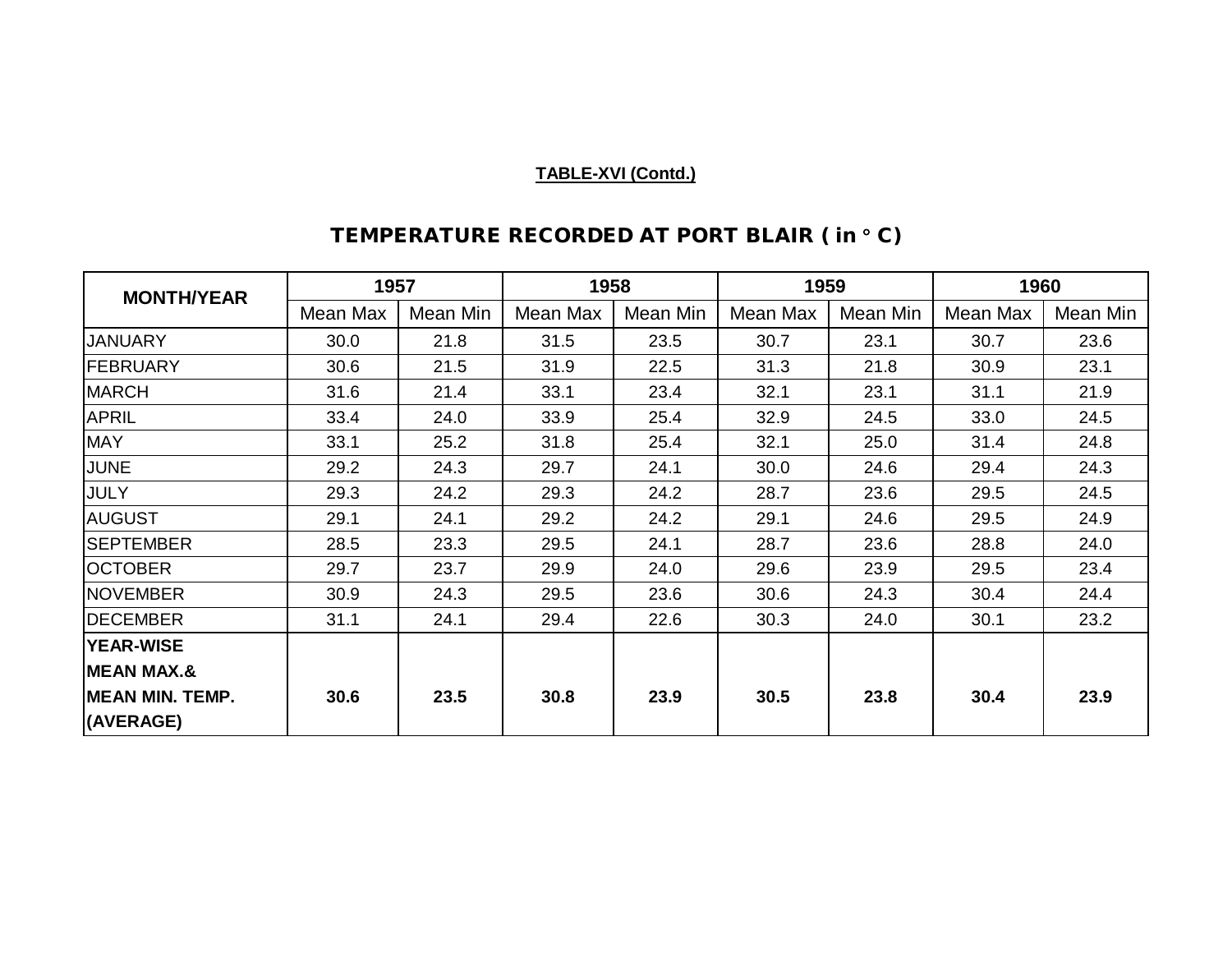**TABLE-XVI (Contd.)**

## TEMPERATURE RECORDED AT PORT BLAIR ( in ° C)

| MONTH/YEAR | 1957 | | 1958 | | 1959 | | 1960 | |
|---|---|---|---|---|---|---|---|---|
| | Mean Max | Mean Min | Mean Max | Mean Min | Mean Max | Mean Min | Mean Max | Mean Min |
| JANUARY | 30.0 | 21.8 | 31.5 | 23.5 | 30.7 | 23.1 | 30.7 | 23.6 |
| FEBRUARY | 30.6 | 21.5 | 31.9 | 22.5 | 31.3 | 21.8 | 30.9 | 23.1 |
| MARCH | 31.6 | 21.4 | 33.1 | 23.4 | 32.1 | 23.1 | 31.1 | 21.9 |
| APRIL | 33.4 | 24.0 | 33.9 | 25.4 | 32.9 | 24.5 | 33.0 | 24.5 |
| MAY | 33.1 | 25.2 | 31.8 | 25.4 | 32.1 | 25.0 | 31.4 | 24.8 |
| JUNE | 29.2 | 24.3 | 29.7 | 24.1 | 30.0 | 24.6 | 29.4 | 24.3 |
| JULY | 29.3 | 24.2 | 29.3 | 24.2 | 28.7 | 23.6 | 29.5 | 24.5 |
| AUGUST | 29.1 | 24.1 | 29.2 | 24.2 | 29.1 | 24.6 | 29.5 | 24.9 |
| SEPTEMBER | 28.5 | 23.3 | 29.5 | 24.1 | 28.7 | 23.6 | 28.8 | 24.0 |
| OCTOBER | 29.7 | 23.7 | 29.9 | 24.0 | 29.6 | 23.9 | 29.5 | 23.4 |
| NOVEMBER | 30.9 | 24.3 | 29.5 | 23.6 | 30.6 | 24.3 | 30.4 | 24.4 |
| DECEMBER | 31.1 | 24.1 | 29.4 | 22.6 | 30.3 | 24.0 | 30.1 | 23.2 |
| **YEAR-WISE MEAN MAX.& MEAN MIN. TEMP. (AVERAGE)** | **30.6** | **23.5** | **30.8** | **23.9** | **30.5** | **23.8** | **30.4** | **23.9** |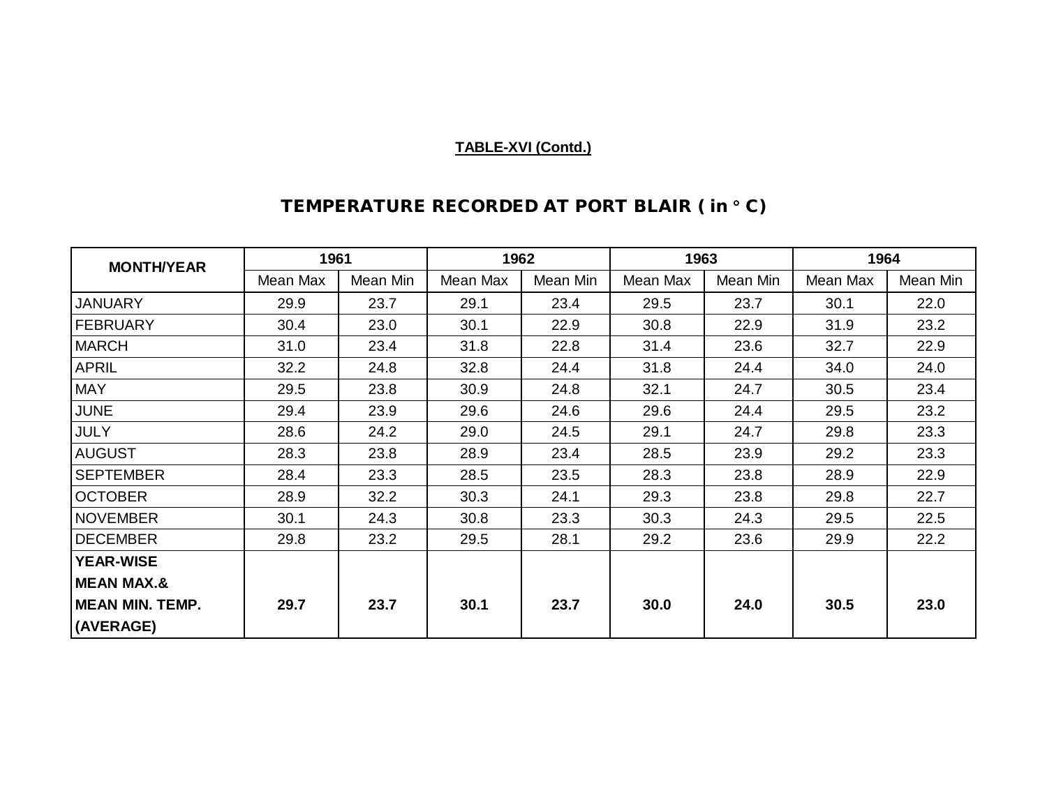**TABLE-XVI (Contd.)**

## TEMPERATURE RECORDED AT PORT BLAIR ( in ° C)

| MONTH/YEAR | 1961 | | 1962 | | 1963 | | 1964 | |
|---|---|---|---|---|---|---|---|---|
| | Mean Max | Mean Min | Mean Max | Mean Min | Mean Max | Mean Min | Mean Max | Mean Min |
| JANUARY | 29.9 | 23.7 | 29.1 | 23.4 | 29.5 | 23.7 | 30.1 | 22.0 |
| FEBRUARY | 30.4 | 23.0 | 30.1 | 22.9 | 30.8 | 22.9 | 31.9 | 23.2 |
| MARCH | 31.0 | 23.4 | 31.8 | 22.8 | 31.4 | 23.6 | 32.7 | 22.9 |
| APRIL | 32.2 | 24.8 | 32.8 | 24.4 | 31.8 | 24.4 | 34.0 | 24.0 |
| MAY | 29.5 | 23.8 | 30.9 | 24.8 | 32.1 | 24.7 | 30.5 | 23.4 |
| JUNE | 29.4 | 23.9 | 29.6 | 24.6 | 29.6 | 24.4 | 29.5 | 23.2 |
| JULY | 28.6 | 24.2 | 29.0 | 24.5 | 29.1 | 24.7 | 29.8 | 23.3 |
| AUGUST | 28.3 | 23.8 | 28.9 | 23.4 | 28.5 | 23.9 | 29.2 | 23.3 |
| SEPTEMBER | 28.4 | 23.3 | 28.5 | 23.5 | 28.3 | 23.8 | 28.9 | 22.9 |
| OCTOBER | 28.9 | 32.2 | 30.3 | 24.1 | 29.3 | 23.8 | 29.8 | 22.7 |
| NOVEMBER | 30.1 | 24.3 | 30.8 | 23.3 | 30.3 | 24.3 | 29.5 | 22.5 |
| DECEMBER | 29.8 | 23.2 | 29.5 | 28.1 | 29.2 | 23.6 | 29.9 | 22.2 |
| **YEAR-WISE MEAN MAX.& MEAN MIN. TEMP. (AVERAGE)** | **29.7** | **23.7** | **30.1** | **23.7** | **30.0** | **24.0** | **30.5** | **23.0** |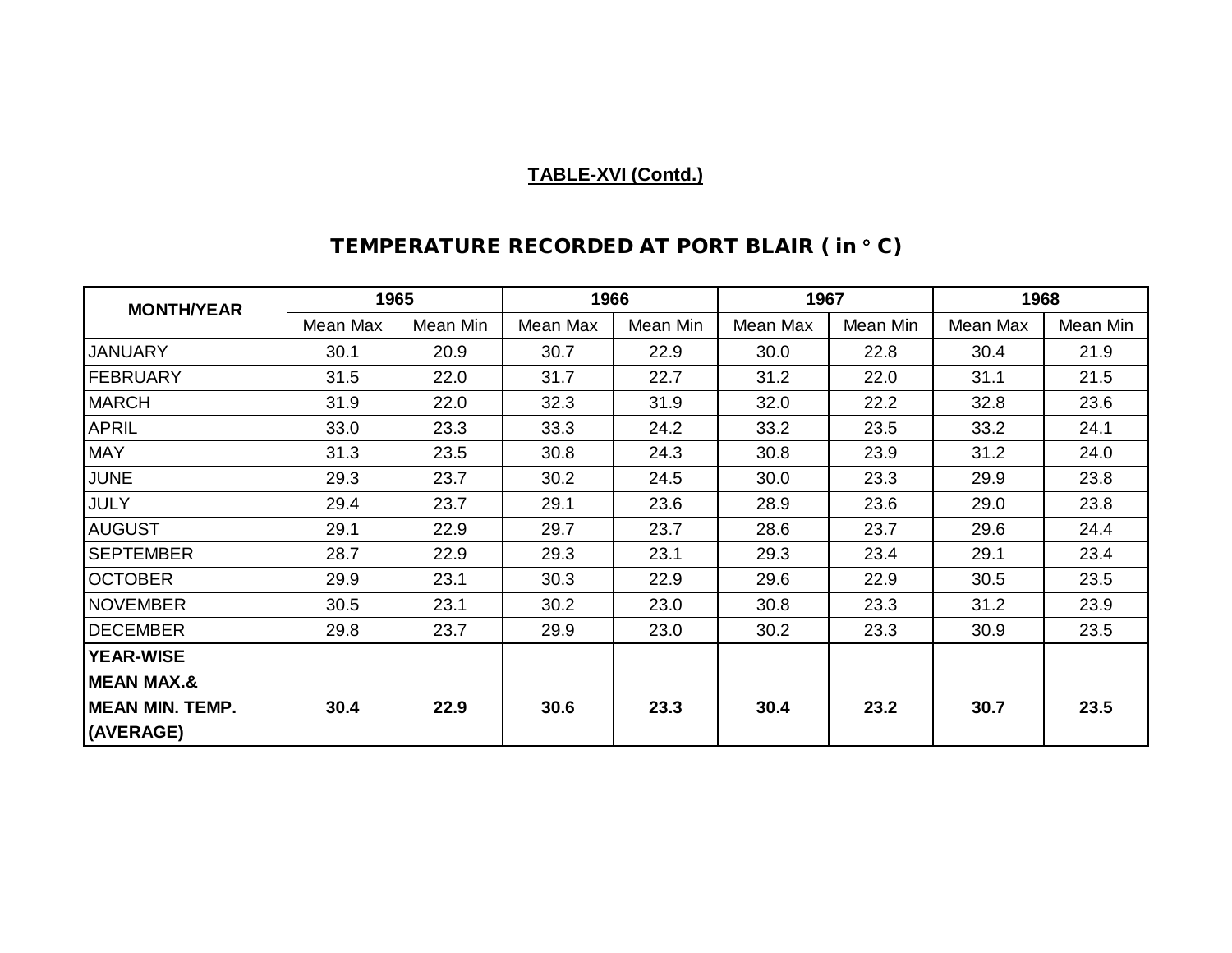**TABLE-XVI (Contd.)**

## TEMPERATURE RECORDED AT PORT BLAIR ( in ° C)

| MONTH/YEAR | 1965 | | 1966 | | 1967 | | 1968 | |
|---|---|---|---|---|---|---|---|---|
| | Mean Max | Mean Min | Mean Max | Mean Min | Mean Max | Mean Min | Mean Max | Mean Min |
| JANUARY | 30.1 | 20.9 | 30.7 | 22.9 | 30.0 | 22.8 | 30.4 | 21.9 |
| FEBRUARY | 31.5 | 22.0 | 31.7 | 22.7 | 31.2 | 22.0 | 31.1 | 21.5 |
| MARCH | 31.9 | 22.0 | 32.3 | 31.9 | 32.0 | 22.2 | 32.8 | 23.6 |
| APRIL | 33.0 | 23.3 | 33.3 | 24.2 | 33.2 | 23.5 | 33.2 | 24.1 |
| MAY | 31.3 | 23.5 | 30.8 | 24.3 | 30.8 | 23.9 | 31.2 | 24.0 |
| JUNE | 29.3 | 23.7 | 30.2 | 24.5 | 30.0 | 23.3 | 29.9 | 23.8 |
| JULY | 29.4 | 23.7 | 29.1 | 23.6 | 28.9 | 23.6 | 29.0 | 23.8 |
| AUGUST | 29.1 | 22.9 | 29.7 | 23.7 | 28.6 | 23.7 | 29.6 | 24.4 |
| SEPTEMBER | 28.7 | 22.9 | 29.3 | 23.1 | 29.3 | 23.4 | 29.1 | 23.4 |
| OCTOBER | 29.9 | 23.1 | 30.3 | 22.9 | 29.6 | 22.9 | 30.5 | 23.5 |
| NOVEMBER | 30.5 | 23.1 | 30.2 | 23.0 | 30.8 | 23.3 | 31.2 | 23.9 |
| DECEMBER | 29.8 | 23.7 | 29.9 | 23.0 | 30.2 | 23.3 | 30.9 | 23.5 |
| **YEAR-WISE MEAN MAX.& MEAN MIN. TEMP. (AVERAGE)** | **30.4** | **22.9** | **30.6** | **23.3** | **30.4** | **23.2** | **30.7** | **23.5** |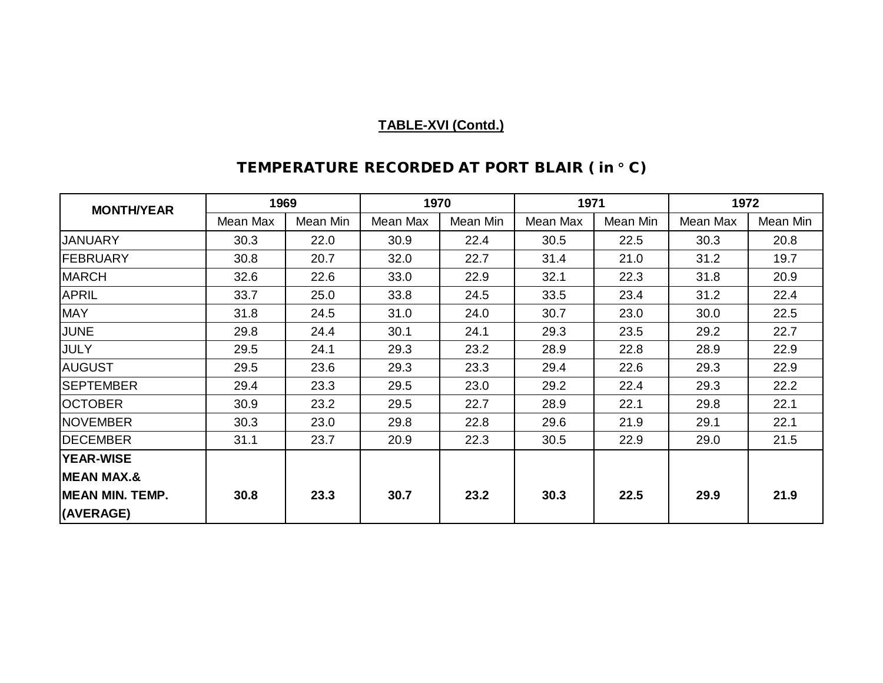**TABLE-XVI (Contd.)**

## TEMPERATURE RECORDED AT PORT BLAIR ( in ° C)

| MONTH/YEAR | 1969 | | 1970 | | 1971 | | 1972 | |
|---|---|---|---|---|---|---|---|---|
| | Mean Max | Mean Min | Mean Max | Mean Min | Mean Max | Mean Min | Mean Max | Mean Min |
| JANUARY | 30.3 | 22.0 | 30.9 | 22.4 | 30.5 | 22.5 | 30.3 | 20.8 |
| FEBRUARY | 30.8 | 20.7 | 32.0 | 22.7 | 31.4 | 21.0 | 31.2 | 19.7 |
| MARCH | 32.6 | 22.6 | 33.0 | 22.9 | 32.1 | 22.3 | 31.8 | 20.9 |
| APRIL | 33.7 | 25.0 | 33.8 | 24.5 | 33.5 | 23.4 | 31.2 | 22.4 |
| MAY | 31.8 | 24.5 | 31.0 | 24.0 | 30.7 | 23.0 | 30.0 | 22.5 |
| JUNE | 29.8 | 24.4 | 30.1 | 24.1 | 29.3 | 23.5 | 29.2 | 22.7 |
| JULY | 29.5 | 24.1 | 29.3 | 23.2 | 28.9 | 22.8 | 28.9 | 22.9 |
| AUGUST | 29.5 | 23.6 | 29.3 | 23.3 | 29.4 | 22.6 | 29.3 | 22.9 |
| SEPTEMBER | 29.4 | 23.3 | 29.5 | 23.0 | 29.2 | 22.4 | 29.3 | 22.2 |
| OCTOBER | 30.9 | 23.2 | 29.5 | 22.7 | 28.9 | 22.1 | 29.8 | 22.1 |
| NOVEMBER | 30.3 | 23.0 | 29.8 | 22.8 | 29.6 | 21.9 | 29.1 | 22.1 |
| DECEMBER | 31.1 | 23.7 | 20.9 | 22.3 | 30.5 | 22.9 | 29.0 | 21.5 |
| **YEAR-WISE MEAN MAX.& MEAN MIN. TEMP. (AVERAGE)** | **30.8** | **23.3** | **30.7** | **23.2** | **30.3** | **22.5** | **29.9** | **21.9** |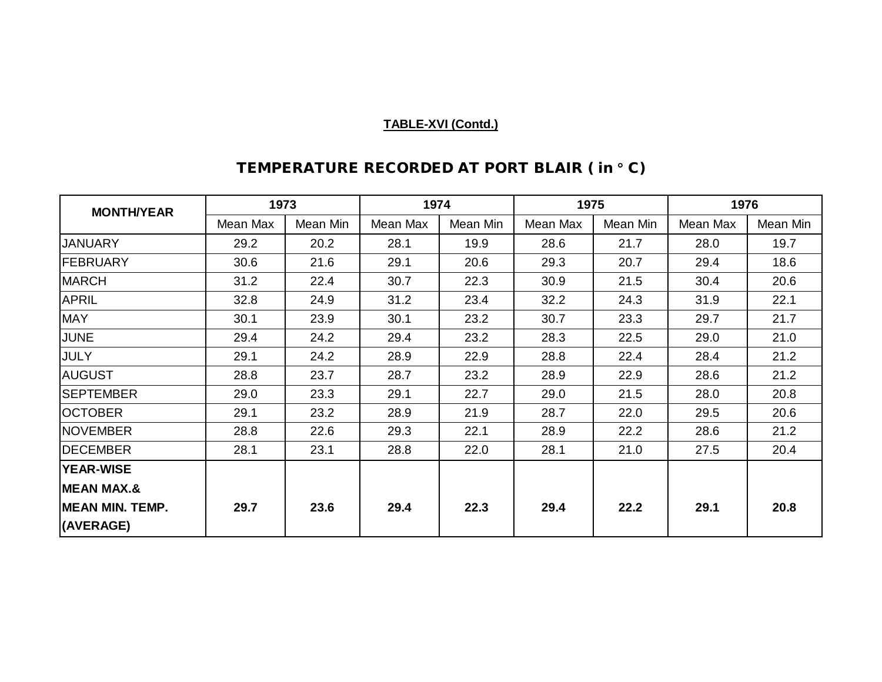**TABLE-XVI (Contd.)**

## TEMPERATURE RECORDED AT PORT BLAIR ( in ° C)

| MONTH/YEAR | 1973 | | 1974 | | 1975 | | 1976 | |
|---|---|---|---|---|---|---|---|---|
| | Mean Max | Mean Min | Mean Max | Mean Min | Mean Max | Mean Min | Mean Max | Mean Min |
| JANUARY | 29.2 | 20.2 | 28.1 | 19.9 | 28.6 | 21.7 | 28.0 | 19.7 |
| FEBRUARY | 30.6 | 21.6 | 29.1 | 20.6 | 29.3 | 20.7 | 29.4 | 18.6 |
| MARCH | 31.2 | 22.4 | 30.7 | 22.3 | 30.9 | 21.5 | 30.4 | 20.6 |
| APRIL | 32.8 | 24.9 | 31.2 | 23.4 | 32.2 | 24.3 | 31.9 | 22.1 |
| MAY | 30.1 | 23.9 | 30.1 | 23.2 | 30.7 | 23.3 | 29.7 | 21.7 |
| JUNE | 29.4 | 24.2 | 29.4 | 23.2 | 28.3 | 22.5 | 29.0 | 21.0 |
| JULY | 29.1 | 24.2 | 28.9 | 22.9 | 28.8 | 22.4 | 28.4 | 21.2 |
| AUGUST | 28.8 | 23.7 | 28.7 | 23.2 | 28.9 | 22.9 | 28.6 | 21.2 |
| SEPTEMBER | 29.0 | 23.3 | 29.1 | 22.7 | 29.0 | 21.5 | 28.0 | 20.8 |
| OCTOBER | 29.1 | 23.2 | 28.9 | 21.9 | 28.7 | 22.0 | 29.5 | 20.6 |
| NOVEMBER | 28.8 | 22.6 | 29.3 | 22.1 | 28.9 | 22.2 | 28.6 | 21.2 |
| DECEMBER | 28.1 | 23.1 | 28.8 | 22.0 | 28.1 | 21.0 | 27.5 | 20.4 |
| **YEAR-WISE MEAN MAX.& MEAN MIN. TEMP. (AVERAGE)** | **29.7** | **23.6** | **29.4** | **22.3** | **29.4** | **22.2** | **29.1** | **20.8** |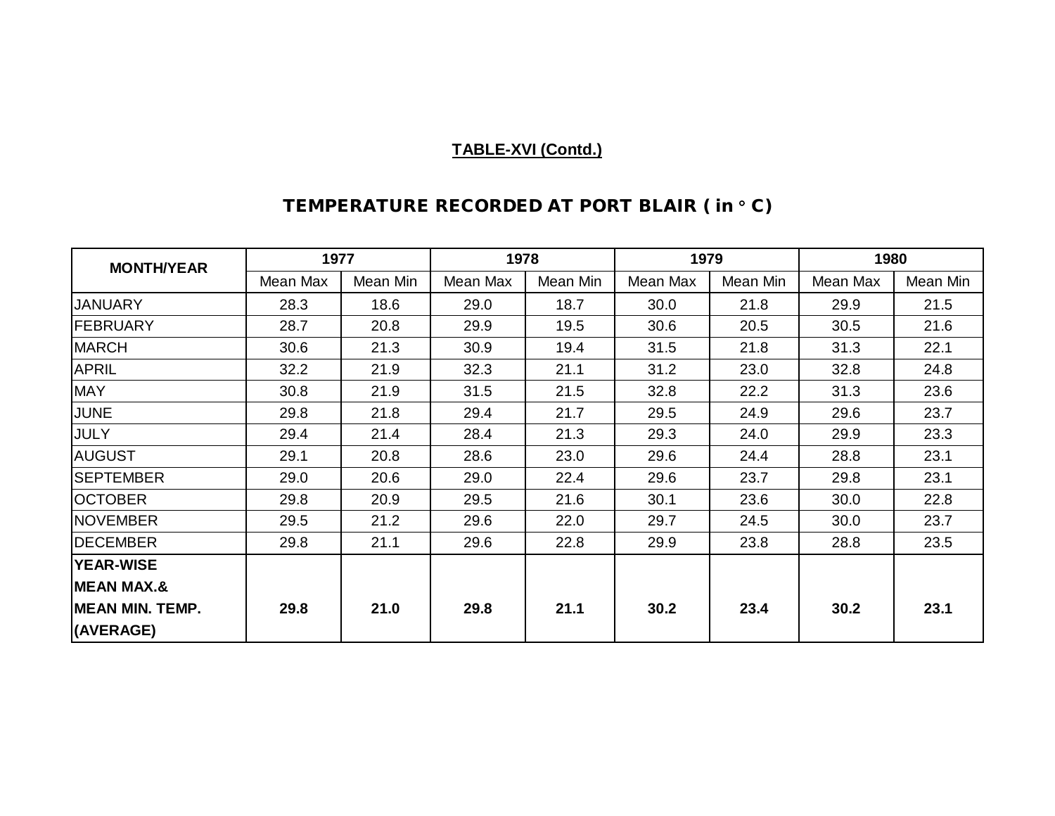**TABLE-XVI (Contd.)**

## TEMPERATURE RECORDED AT PORT BLAIR ( in ° C)

| MONTH/YEAR | 1977 | | 1978 | | 1979 | | 1980 | |
|---|---|---|---|---|---|---|---|---|
| | Mean Max | Mean Min | Mean Max | Mean Min | Mean Max | Mean Min | Mean Max | Mean Min |
| JANUARY | 28.3 | 18.6 | 29.0 | 18.7 | 30.0 | 21.8 | 29.9 | 21.5 |
| FEBRUARY | 28.7 | 20.8 | 29.9 | 19.5 | 30.6 | 20.5 | 30.5 | 21.6 |
| MARCH | 30.6 | 21.3 | 30.9 | 19.4 | 31.5 | 21.8 | 31.3 | 22.1 |
| APRIL | 32.2 | 21.9 | 32.3 | 21.1 | 31.2 | 23.0 | 32.8 | 24.8 |
| MAY | 30.8 | 21.9 | 31.5 | 21.5 | 32.8 | 22.2 | 31.3 | 23.6 |
| JUNE | 29.8 | 21.8 | 29.4 | 21.7 | 29.5 | 24.9 | 29.6 | 23.7 |
| JULY | 29.4 | 21.4 | 28.4 | 21.3 | 29.3 | 24.0 | 29.9 | 23.3 |
| AUGUST | 29.1 | 20.8 | 28.6 | 23.0 | 29.6 | 24.4 | 28.8 | 23.1 |
| SEPTEMBER | 29.0 | 20.6 | 29.0 | 22.4 | 29.6 | 23.7 | 29.8 | 23.1 |
| OCTOBER | 29.8 | 20.9 | 29.5 | 21.6 | 30.1 | 23.6 | 30.0 | 22.8 |
| NOVEMBER | 29.5 | 21.2 | 29.6 | 22.0 | 29.7 | 24.5 | 30.0 | 23.7 |
| DECEMBER | 29.8 | 21.1 | 29.6 | 22.8 | 29.9 | 23.8 | 28.8 | 23.5 |
| **YEAR-WISE MEAN MAX.& MEAN MIN. TEMP. (AVERAGE)** | **29.8** | **21.0** | **29.8** | **21.1** | **30.2** | **23.4** | **30.2** | **23.1** |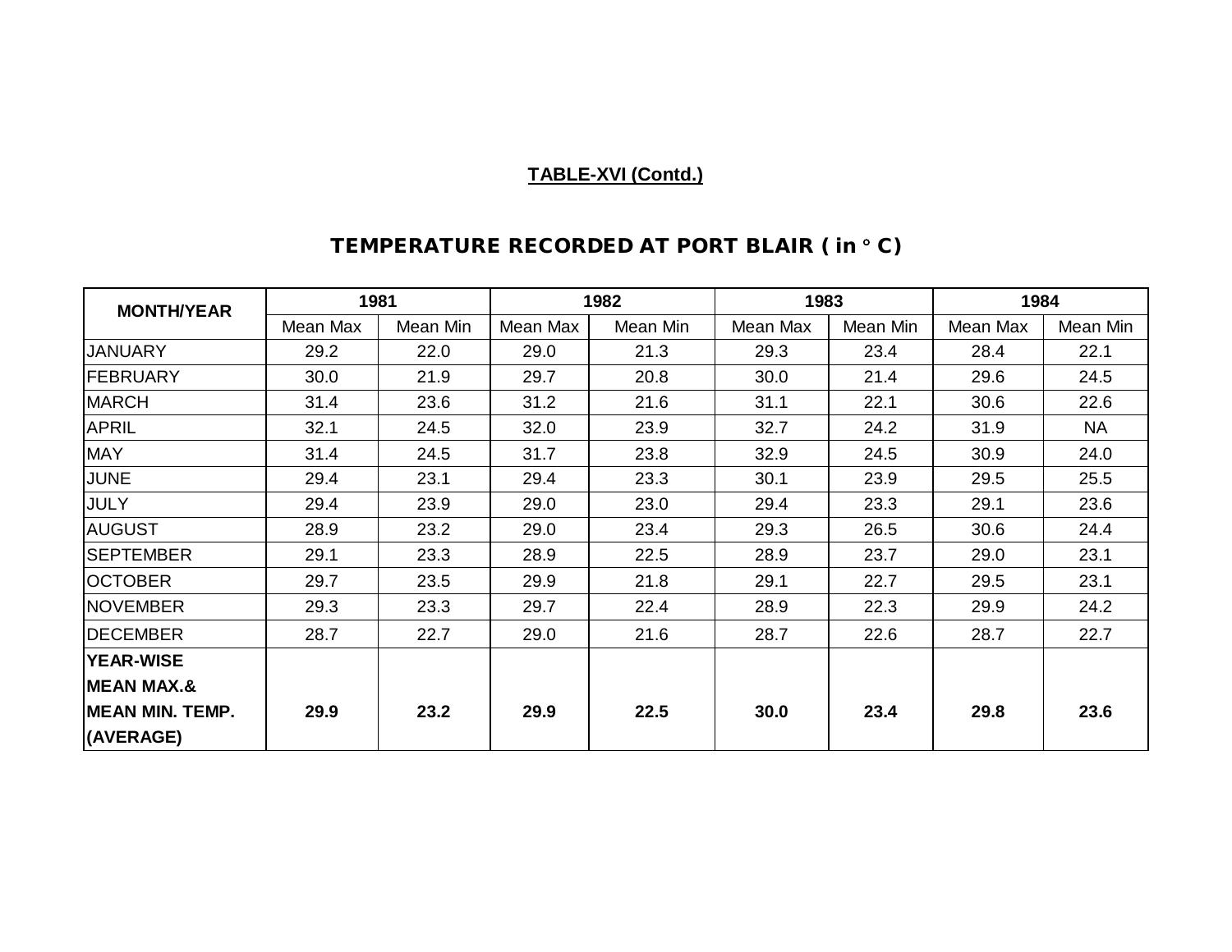**TABLE-XVI (Contd.)**

## TEMPERATURE RECORDED AT PORT BLAIR ( in ° C)

| MONTH/YEAR | 1981 | | 1982 | | 1983 | | 1984 | |
|---|---|---|---|---|---|---|---|---|
| | Mean Max | Mean Min | Mean Max | Mean Min | Mean Max | Mean Min | Mean Max | Mean Min |
| JANUARY | 29.2 | 22.0 | 29.0 | 21.3 | 29.3 | 23.4 | 28.4 | 22.1 |
| FEBRUARY | 30.0 | 21.9 | 29.7 | 20.8 | 30.0 | 21.4 | 29.6 | 24.5 |
| MARCH | 31.4 | 23.6 | 31.2 | 21.6 | 31.1 | 22.1 | 30.6 | 22.6 |
| APRIL | 32.1 | 24.5 | 32.0 | 23.9 | 32.7 | 24.2 | 31.9 | NA |
| MAY | 31.4 | 24.5 | 31.7 | 23.8 | 32.9 | 24.5 | 30.9 | 24.0 |
| JUNE | 29.4 | 23.1 | 29.4 | 23.3 | 30.1 | 23.9 | 29.5 | 25.5 |
| JULY | 29.4 | 23.9 | 29.0 | 23.0 | 29.4 | 23.3 | 29.1 | 23.6 |
| AUGUST | 28.9 | 23.2 | 29.0 | 23.4 | 29.3 | 26.5 | 30.6 | 24.4 |
| SEPTEMBER | 29.1 | 23.3 | 28.9 | 22.5 | 28.9 | 23.7 | 29.0 | 23.1 |
| OCTOBER | 29.7 | 23.5 | 29.9 | 21.8 | 29.1 | 22.7 | 29.5 | 23.1 |
| NOVEMBER | 29.3 | 23.3 | 29.7 | 22.4 | 28.9 | 22.3 | 29.9 | 24.2 |
| DECEMBER | 28.7 | 22.7 | 29.0 | 21.6 | 28.7 | 22.6 | 28.7 | 22.7 |
| **YEAR-WISE MEAN MAX.& MEAN MIN. TEMP. (AVERAGE)** | **29.9** | **23.2** | **29.9** | **22.5** | **30.0** | **23.4** | **29.8** | **23.6** |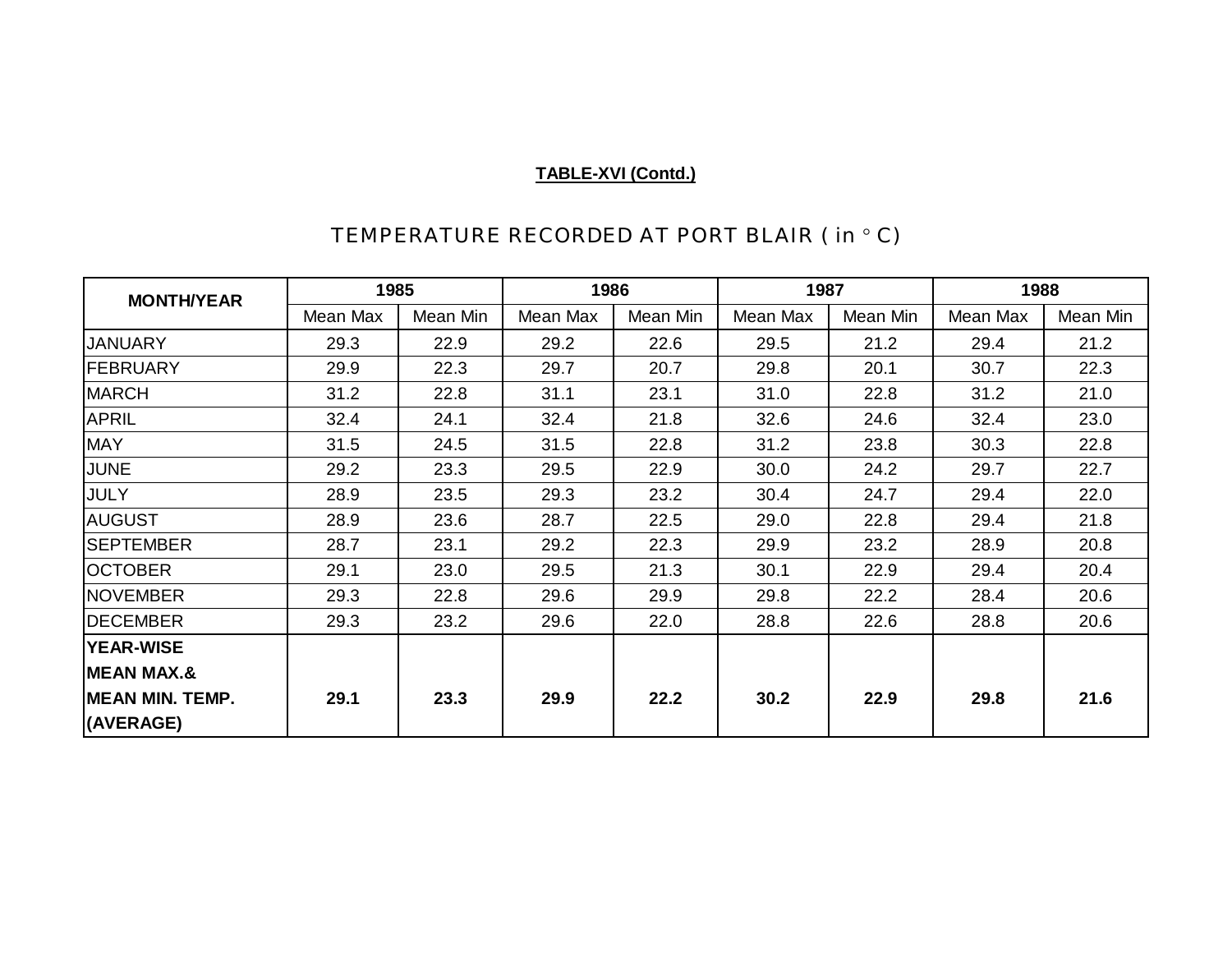**TABLE-XVI (Contd.)**

## TEMPERATURE RECORDED AT PORT BLAIR ( in ° C)

| MONTH/YEAR | 1985 | | 1986 | | 1987 | | 1988 | |
|---|---|---|---|---|---|---|---|---|
| | Mean Max | Mean Min | Mean Max | Mean Min | Mean Max | Mean Min | Mean Max | Mean Min |
| JANUARY | 29.3 | 22.9 | 29.2 | 22.6 | 29.5 | 21.2 | 29.4 | 21.2 |
| FEBRUARY | 29.9 | 22.3 | 29.7 | 20.7 | 29.8 | 20.1 | 30.7 | 22.3 |
| MARCH | 31.2 | 22.8 | 31.1 | 23.1 | 31.0 | 22.8 | 31.2 | 21.0 |
| APRIL | 32.4 | 24.1 | 32.4 | 21.8 | 32.6 | 24.6 | 32.4 | 23.0 |
| MAY | 31.5 | 24.5 | 31.5 | 22.8 | 31.2 | 23.8 | 30.3 | 22.8 |
| JUNE | 29.2 | 23.3 | 29.5 | 22.9 | 30.0 | 24.2 | 29.7 | 22.7 |
| JULY | 28.9 | 23.5 | 29.3 | 23.2 | 30.4 | 24.7 | 29.4 | 22.0 |
| AUGUST | 28.9 | 23.6 | 28.7 | 22.5 | 29.0 | 22.8 | 29.4 | 21.8 |
| SEPTEMBER | 28.7 | 23.1 | 29.2 | 22.3 | 29.9 | 23.2 | 28.9 | 20.8 |
| OCTOBER | 29.1 | 23.0 | 29.5 | 21.3 | 30.1 | 22.9 | 29.4 | 20.4 |
| NOVEMBER | 29.3 | 22.8 | 29.6 | 29.9 | 29.8 | 22.2 | 28.4 | 20.6 |
| DECEMBER | 29.3 | 23.2 | 29.6 | 22.0 | 28.8 | 22.6 | 28.8 | 20.6 |
| **YEAR-WISE MEAN MAX.& MEAN MIN. TEMP. (AVERAGE)** | **29.1** | **23.3** | **29.9** | **22.2** | **30.2** | **22.9** | **29.8** | **21.6** |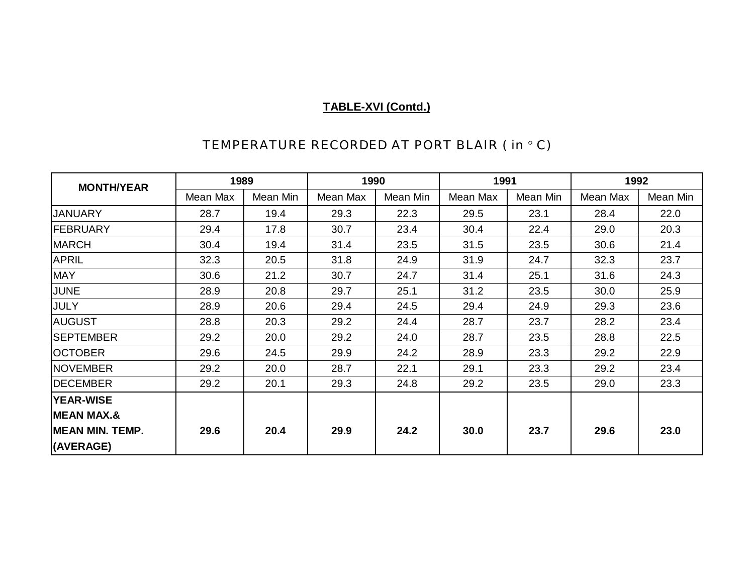**TABLE-XVI (Contd.)**

## TEMPERATURE RECORDED AT PORT BLAIR ( in ° C)

| MONTH/YEAR | 1989 | | 1990 | | 1991 | | 1992 | |
|---|---|---|---|---|---|---|---|---|
| | Mean Max | Mean Min | Mean Max | Mean Min | Mean Max | Mean Min | Mean Max | Mean Min |
| JANUARY | 28.7 | 19.4 | 29.3 | 22.3 | 29.5 | 23.1 | 28.4 | 22.0 |
| FEBRUARY | 29.4 | 17.8 | 30.7 | 23.4 | 30.4 | 22.4 | 29.0 | 20.3 |
| MARCH | 30.4 | 19.4 | 31.4 | 23.5 | 31.5 | 23.5 | 30.6 | 21.4 |
| APRIL | 32.3 | 20.5 | 31.8 | 24.9 | 31.9 | 24.7 | 32.3 | 23.7 |
| MAY | 30.6 | 21.2 | 30.7 | 24.7 | 31.4 | 25.1 | 31.6 | 24.3 |
| JUNE | 28.9 | 20.8 | 29.7 | 25.1 | 31.2 | 23.5 | 30.0 | 25.9 |
| JULY | 28.9 | 20.6 | 29.4 | 24.5 | 29.4 | 24.9 | 29.3 | 23.6 |
| AUGUST | 28.8 | 20.3 | 29.2 | 24.4 | 28.7 | 23.7 | 28.2 | 23.4 |
| SEPTEMBER | 29.2 | 20.0 | 29.2 | 24.0 | 28.7 | 23.5 | 28.8 | 22.5 |
| OCTOBER | 29.6 | 24.5 | 29.9 | 24.2 | 28.9 | 23.3 | 29.2 | 22.9 |
| NOVEMBER | 29.2 | 20.0 | 28.7 | 22.1 | 29.1 | 23.3 | 29.2 | 23.4 |
| DECEMBER | 29.2 | 20.1 | 29.3 | 24.8 | 29.2 | 23.5 | 29.0 | 23.3 |
| **YEAR-WISE MEAN MAX.& MEAN MIN. TEMP. (AVERAGE)** | **29.6** | **20.4** | **29.9** | **24.2** | **30.0** | **23.7** | **29.6** | **23.0** |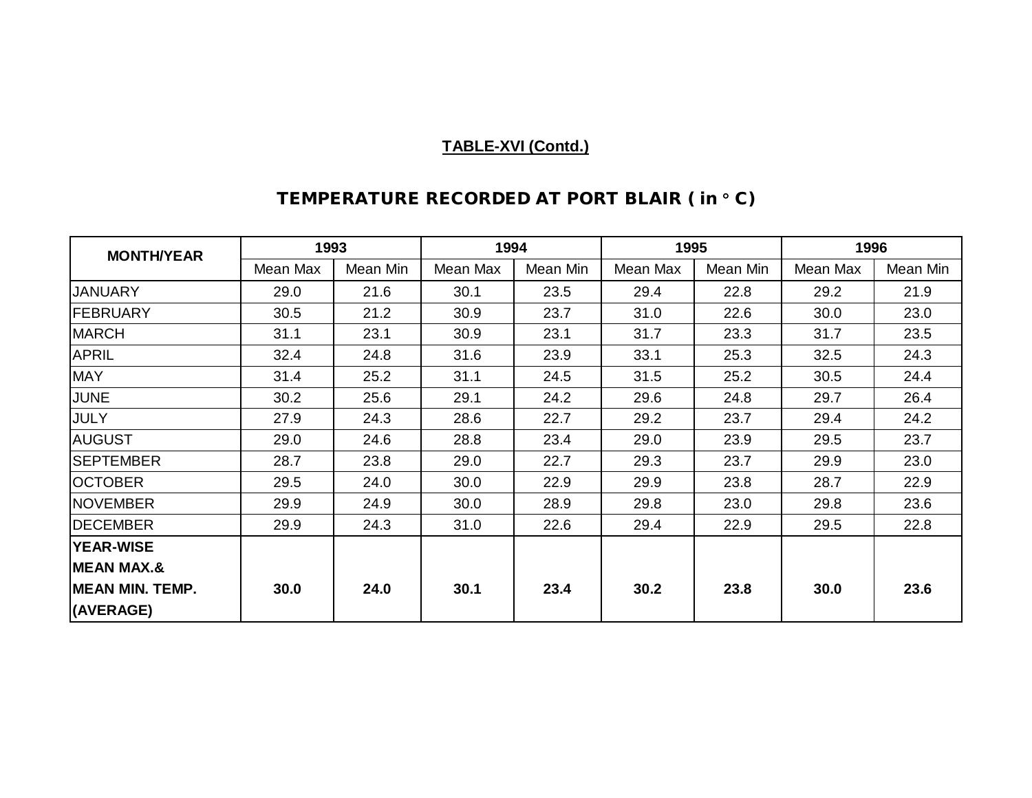**TABLE-XVI (Contd.)**

## TEMPERATURE RECORDED AT PORT BLAIR ( in ° C)

| MONTH/YEAR | 1993 | | 1994 | | 1995 | | 1996 | |
|---|---|---|---|---|---|---|---|---|
| | Mean Max | Mean Min | Mean Max | Mean Min | Mean Max | Mean Min | Mean Max | Mean Min |
| JANUARY | 29.0 | 21.6 | 30.1 | 23.5 | 29.4 | 22.8 | 29.2 | 21.9 |
| FEBRUARY | 30.5 | 21.2 | 30.9 | 23.7 | 31.0 | 22.6 | 30.0 | 23.0 |
| MARCH | 31.1 | 23.1 | 30.9 | 23.1 | 31.7 | 23.3 | 31.7 | 23.5 |
| APRIL | 32.4 | 24.8 | 31.6 | 23.9 | 33.1 | 25.3 | 32.5 | 24.3 |
| MAY | 31.4 | 25.2 | 31.1 | 24.5 | 31.5 | 25.2 | 30.5 | 24.4 |
| JUNE | 30.2 | 25.6 | 29.1 | 24.2 | 29.6 | 24.8 | 29.7 | 26.4 |
| JULY | 27.9 | 24.3 | 28.6 | 22.7 | 29.2 | 23.7 | 29.4 | 24.2 |
| AUGUST | 29.0 | 24.6 | 28.8 | 23.4 | 29.0 | 23.9 | 29.5 | 23.7 |
| SEPTEMBER | 28.7 | 23.8 | 29.0 | 22.7 | 29.3 | 23.7 | 29.9 | 23.0 |
| OCTOBER | 29.5 | 24.0 | 30.0 | 22.9 | 29.9 | 23.8 | 28.7 | 22.9 |
| NOVEMBER | 29.9 | 24.9 | 30.0 | 28.9 | 29.8 | 23.0 | 29.8 | 23.6 |
| DECEMBER | 29.9 | 24.3 | 31.0 | 22.6 | 29.4 | 22.9 | 29.5 | 22.8 |
| **YEAR-WISE MEAN MAX.& MEAN MIN. TEMP. (AVERAGE)** | **30.0** | **24.0** | **30.1** | **23.4** | **30.2** | **23.8** | **30.0** | **23.6** |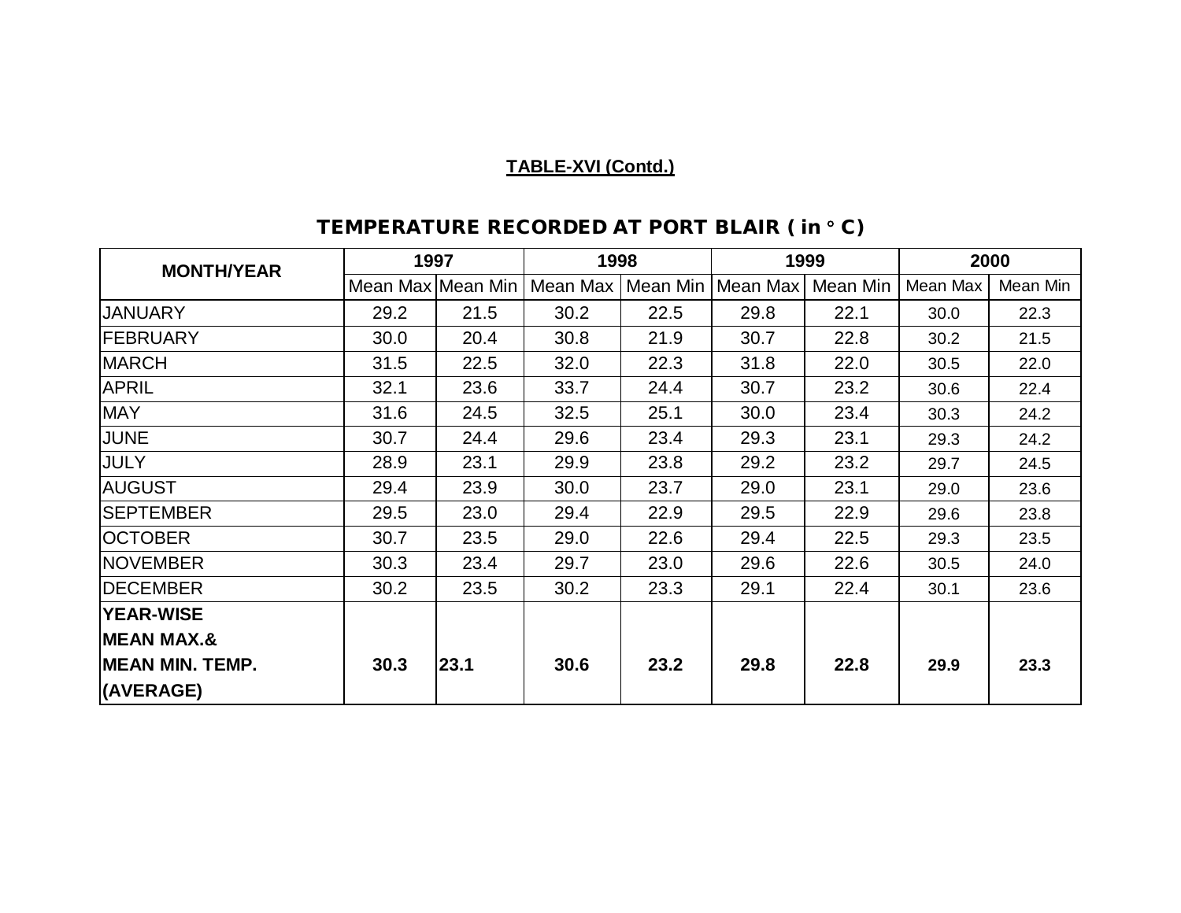**TABLE-XVI (Contd.)**

## TEMPERATURE RECORDED AT PORT BLAIR ( in ° C)

| MONTH/YEAR | 1997 | | 1998 | | 1999 | | 2000 | |
|---|---|---|---|---|---|---|---|---|
| | Mean Max | Mean Min | Mean Max | Mean Min | Mean Max | Mean Min | Mean Max | Mean Min |
| JANUARY | 29.2 | 21.5 | 30.2 | 22.5 | 29.8 | 22.1 | 30.0 | 22.3 |
| FEBRUARY | 30.0 | 20.4 | 30.8 | 21.9 | 30.7 | 22.8 | 30.2 | 21.5 |
| MARCH | 31.5 | 22.5 | 32.0 | 22.3 | 31.8 | 22.0 | 30.5 | 22.0 |
| APRIL | 32.1 | 23.6 | 33.7 | 24.4 | 30.7 | 23.2 | 30.6 | 22.4 |
| MAY | 31.6 | 24.5 | 32.5 | 25.1 | 30.0 | 23.4 | 30.3 | 24.2 |
| JUNE | 30.7 | 24.4 | 29.6 | 23.4 | 29.3 | 23.1 | 29.3 | 24.2 |
| JULY | 28.9 | 23.1 | 29.9 | 23.8 | 29.2 | 23.2 | 29.7 | 24.5 |
| AUGUST | 29.4 | 23.9 | 30.0 | 23.7 | 29.0 | 23.1 | 29.0 | 23.6 |
| SEPTEMBER | 29.5 | 23.0 | 29.4 | 22.9 | 29.5 | 22.9 | 29.6 | 23.8 |
| OCTOBER | 30.7 | 23.5 | 29.0 | 22.6 | 29.4 | 22.5 | 29.3 | 23.5 |
| NOVEMBER | 30.3 | 23.4 | 29.7 | 23.0 | 29.6 | 22.6 | 30.5 | 24.0 |
| DECEMBER | 30.2 | 23.5 | 30.2 | 23.3 | 29.1 | 22.4 | 30.1 | 23.6 |
| **YEAR-WISE MEAN MAX.& MEAN MIN. TEMP. (AVERAGE)** | **30.3** | **23.1** | **30.6** | **23.2** | **29.8** | **22.8** | **29.9** | **23.3** |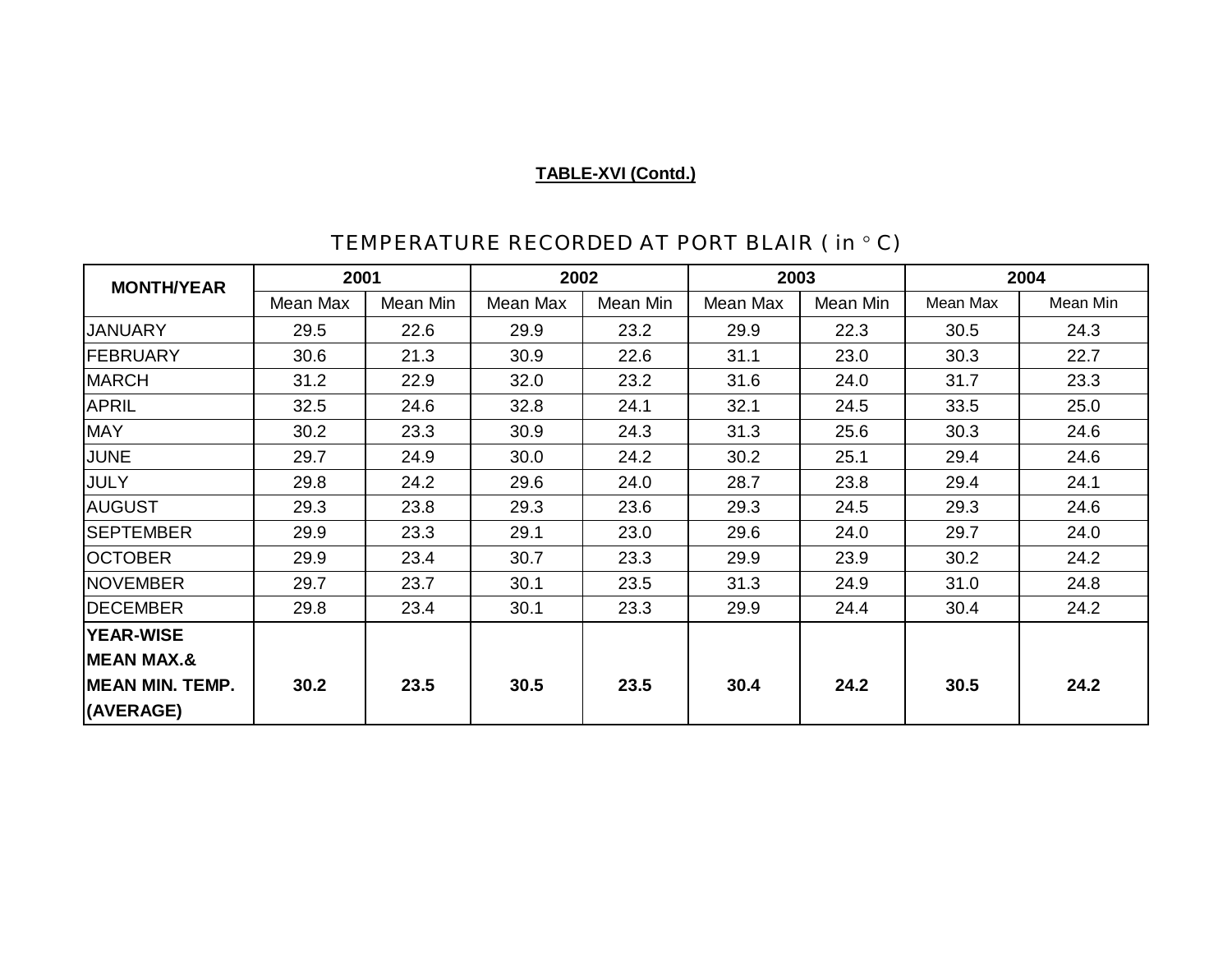**TABLE-XVI (Contd.)**

## TEMPERATURE RECORDED AT PORT BLAIR ( in ° C)

| MONTH/YEAR | 2001 | | 2002 | | 2003 | | 2004 | |
|---|---|---|---|---|---|---|---|---|
| | Mean Max | Mean Min | Mean Max | Mean Min | Mean Max | Mean Min | Mean Max | Mean Min |
| JANUARY | 29.5 | 22.6 | 29.9 | 23.2 | 29.9 | 22.3 | 30.5 | 24.3 |
| FEBRUARY | 30.6 | 21.3 | 30.9 | 22.6 | 31.1 | 23.0 | 30.3 | 22.7 |
| MARCH | 31.2 | 22.9 | 32.0 | 23.2 | 31.6 | 24.0 | 31.7 | 23.3 |
| APRIL | 32.5 | 24.6 | 32.8 | 24.1 | 32.1 | 24.5 | 33.5 | 25.0 |
| MAY | 30.2 | 23.3 | 30.9 | 24.3 | 31.3 | 25.6 | 30.3 | 24.6 |
| JUNE | 29.7 | 24.9 | 30.0 | 24.2 | 30.2 | 25.1 | 29.4 | 24.6 |
| JULY | 29.8 | 24.2 | 29.6 | 24.0 | 28.7 | 23.8 | 29.4 | 24.1 |
| AUGUST | 29.3 | 23.8 | 29.3 | 23.6 | 29.3 | 24.5 | 29.3 | 24.6 |
| SEPTEMBER | 29.9 | 23.3 | 29.1 | 23.0 | 29.6 | 24.0 | 29.7 | 24.0 |
| OCTOBER | 29.9 | 23.4 | 30.7 | 23.3 | 29.9 | 23.9 | 30.2 | 24.2 |
| NOVEMBER | 29.7 | 23.7 | 30.1 | 23.5 | 31.3 | 24.9 | 31.0 | 24.8 |
| DECEMBER | 29.8 | 23.4 | 30.1 | 23.3 | 29.9 | 24.4 | 30.4 | 24.2 |
| **YEAR-WISE MEAN MAX.& MEAN MIN. TEMP. (AVERAGE)** | **30.2** | **23.5** | **30.5** | **23.5** | **30.4** | **24.2** | **30.5** | **24.2** |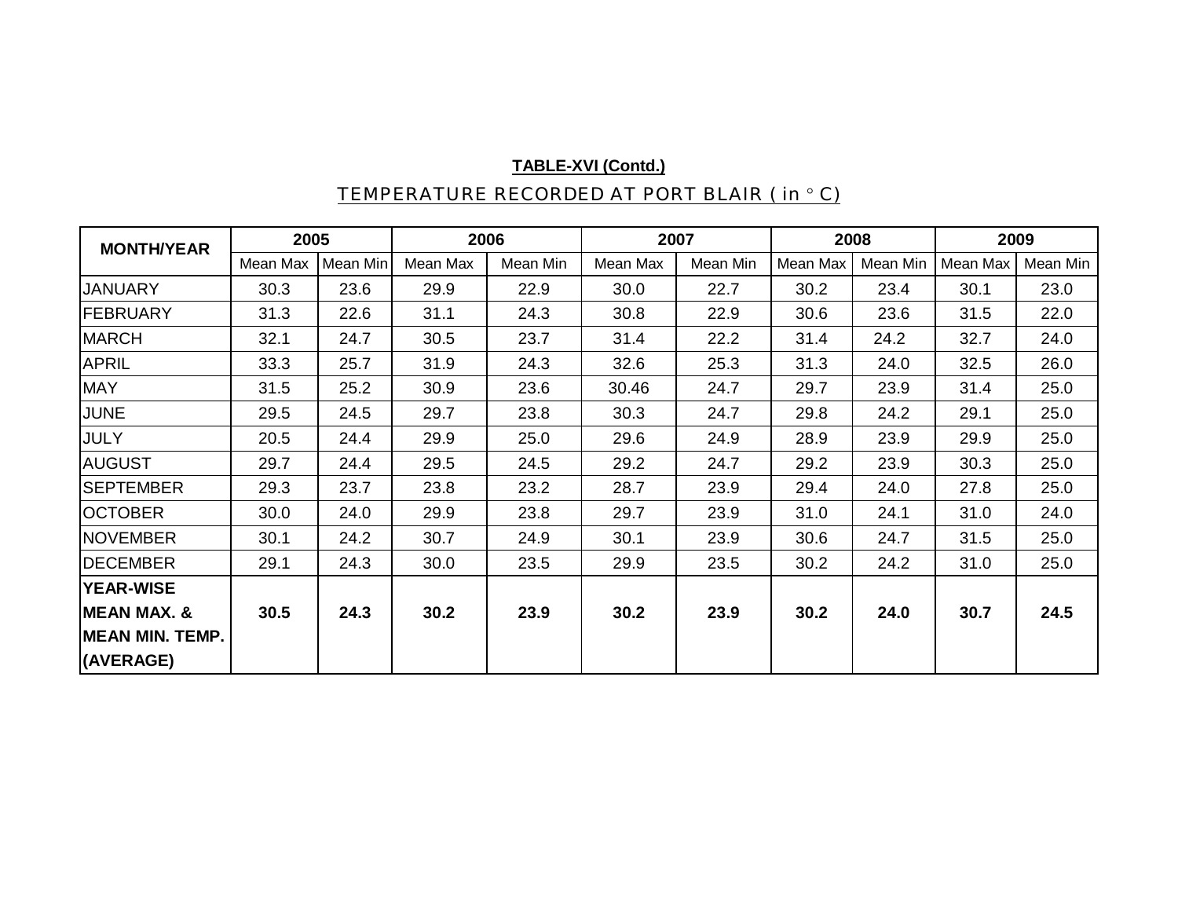**TABLE-XVI (Contd.)**

TEMPERATURE RECORDED AT PORT BLAIR ( in ° C)

| MONTH/YEAR | 2005 | | 2006 | | 2007 | | 2008 | | 2009 | |
|---|---|---|---|---|---|---|---|---|---|---|
| | Mean Max | Mean Min | Mean Max | Mean Min | Mean Max | Mean Min | Mean Max | Mean Min | Mean Max | Mean Min |
| JANUARY | 30.3 | 23.6 | 29.9 | 22.9 | 30.0 | 22.7 | 30.2 | 23.4 | 30.1 | 23.0 |
| FEBRUARY | 31.3 | 22.6 | 31.1 | 24.3 | 30.8 | 22.9 | 30.6 | 23.6 | 31.5 | 22.0 |
| MARCH | 32.1 | 24.7 | 30.5 | 23.7 | 31.4 | 22.2 | 31.4 | 24.2 | 32.7 | 24.0 |
| APRIL | 33.3 | 25.7 | 31.9 | 24.3 | 32.6 | 25.3 | 31.3 | 24.0 | 32.5 | 26.0 |
| MAY | 31.5 | 25.2 | 30.9 | 23.6 | 30.46 | 24.7 | 29.7 | 23.9 | 31.4 | 25.0 |
| JUNE | 29.5 | 24.5 | 29.7 | 23.8 | 30.3 | 24.7 | 29.8 | 24.2 | 29.1 | 25.0 |
| JULY | 20.5 | 24.4 | 29.9 | 25.0 | 29.6 | 24.9 | 28.9 | 23.9 | 29.9 | 25.0 |
| AUGUST | 29.7 | 24.4 | 29.5 | 24.5 | 29.2 | 24.7 | 29.2 | 23.9 | 30.3 | 25.0 |
| SEPTEMBER | 29.3 | 23.7 | 23.8 | 23.2 | 28.7 | 23.9 | 29.4 | 24.0 | 27.8 | 25.0 |
| OCTOBER | 30.0 | 24.0 | 29.9 | 23.8 | 29.7 | 23.9 | 31.0 | 24.1 | 31.0 | 24.0 |
| NOVEMBER | 30.1 | 24.2 | 30.7 | 24.9 | 30.1 | 23.9 | 30.6 | 24.7 | 31.5 | 25.0 |
| DECEMBER | 29.1 | 24.3 | 30.0 | 23.5 | 29.9 | 23.5 | 30.2 | 24.2 | 31.0 | 25.0 |
| **YEAR-WISE MEAN MAX. & MEAN MIN. TEMP. (AVERAGE)** | **30.5** | **24.3** | **30.2** | **23.9** | **30.2** | **23.9** | **30.2** | **24.0** | **30.7** | **24.5** |